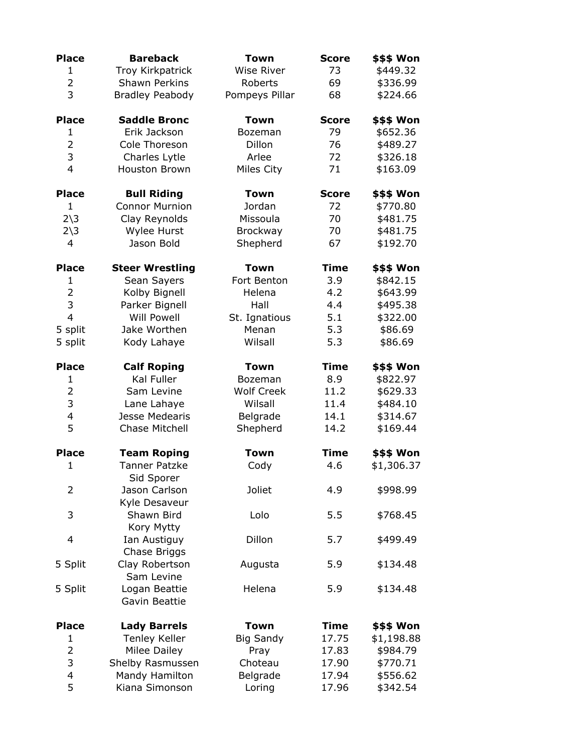| Place | Bareback | Town | Score | $$$ Won |
|---|---|---|---|---|
| 1 | Troy Kirkpatrick | Wise River | 73 | $449.32 |
| 2 | Shawn Perkins | Roberts | 69 | $336.99 |
| 3 | Bradley Peabody | Pompeys Pillar | 68 | $224.66 |

| Place | Saddle Bronc | Town | Score | $$$ Won |
|---|---|---|---|---|
| 1 | Erik Jackson | Bozeman | 79 | $652.36 |
| 2 | Cole Thoreson | Dillon | 76 | $489.27 |
| 3 | Charles Lytle | Arlee | 72 | $326.18 |
| 4 | Houston Brown | Miles City | 71 | $163.09 |

| Place | Bull Riding | Town | Score | $$$ Won |
|---|---|---|---|---|
| 1 | Connor Murnion | Jordan | 72 | $770.80 |
| 2\3 | Clay Reynolds | Missoula | 70 | $481.75 |
| 2\3 | Wylee Hurst | Brockway | 70 | $481.75 |
| 4 | Jason Bold | Shepherd | 67 | $192.70 |

| Place | Steer Wrestling | Town | Time | $$$ Won |
|---|---|---|---|---|
| 1 | Sean Sayers | Fort Benton | 3.9 | $842.15 |
| 2 | Kolby Bignell | Helena | 4.2 | $643.99 |
| 3 | Parker Bignell | Hall | 4.4 | $495.38 |
| 4 | Will Powell | St. Ignatious | 5.1 | $322.00 |
| 5 split | Jake Worthen | Menan | 5.3 | $86.69 |
| 5 split | Kody Lahaye | Wilsall | 5.3 | $86.69 |

| Place | Calf Roping | Town | Time | $$$ Won |
|---|---|---|---|---|
| 1 | Kal Fuller | Bozeman | 8.9 | $822.97 |
| 2 | Sam Levine | Wolf Creek | 11.2 | $629.33 |
| 3 | Lane Lahaye | Wilsall | 11.4 | $484.10 |
| 4 | Jesse Medearis | Belgrade | 14.1 | $314.67 |
| 5 | Chase Mitchell | Shepherd | 14.2 | $169.44 |

| Place | Team Roping | Town | Time | $$$ Won |
|---|---|---|---|---|
| 1 | Tanner Patzke<br>Sid Sporer | Cody | 4.6 | $1,306.37 |
| 2 | Jason Carlson<br>Kyle Desaveur | Joliet | 4.9 | $998.99 |
| 3 | Shawn Bird<br>Kory Mytty | Lolo | 5.5 | $768.45 |
| 4 | Ian Austiguy<br>Chase Briggs | Dillon | 5.7 | $499.49 |
| 5 Split | Clay Robertson<br>Sam Levine | Augusta | 5.9 | $134.48 |
| 5 Split | Logan Beattie<br>Gavin Beattie | Helena | 5.9 | $134.48 |

| Place | Lady Barrels | Town | Time | $$$ Won |
|---|---|---|---|---|
| 1 | Tenley Keller | Big Sandy | 17.75 | $1,198.88 |
| 2 | Milee Dailey | Pray | 17.83 | $984.79 |
| 3 | Shelby Rasmussen | Choteau | 17.90 | $770.71 |
| 4 | Mandy Hamilton | Belgrade | 17.94 | $556.62 |
| 5 | Kiana Simonson | Loring | 17.96 | $342.54 |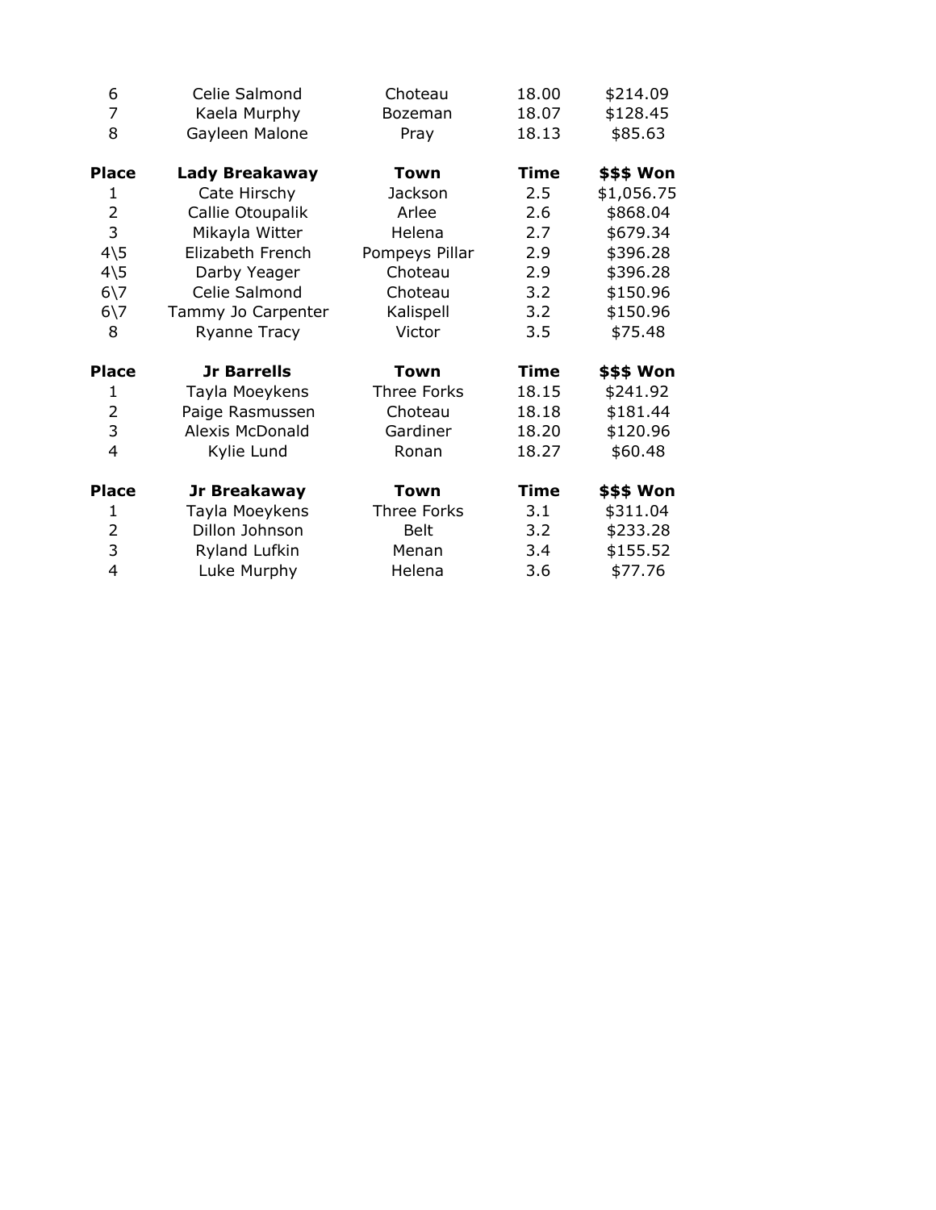| | | | | |
|---|---|---|---|---|
| 6 | Celie Salmond | Choteau | 18.00 | $214.09 |
| 7 | Kaela Murphy | Bozeman | 18.07 | $128.45 |
| 8 | Gayleen Malone | Pray | 18.13 | $85.63 |

| **Place** | **Lady Breakaway** | **Town** | **Time** | **$$$ Won** |
|---|---|---|---|---|
| 1 | Cate Hirschy | Jackson | 2.5 | $1,056.75 |
| 2 | Callie Otoupalik | Arlee | 2.6 | $868.04 |
| 3 | Mikayla Witter | Helena | 2.7 | $679.34 |
| 4\5 | Elizabeth French | Pompeys Pillar | 2.9 | $396.28 |
| 4\5 | Darby Yeager | Choteau | 2.9 | $396.28 |
| 6\7 | Celie Salmond | Choteau | 3.2 | $150.96 |
| 6\7 | Tammy Jo Carpenter | Kalispell | 3.2 | $150.96 |
| 8 | Ryanne Tracy | Victor | 3.5 | $75.48 |

| **Place** | **Jr Barrells** | **Town** | **Time** | **$$$ Won** |
|---|---|---|---|---|
| 1 | Tayla Moeykens | Three Forks | 18.15 | $241.92 |
| 2 | Paige Rasmussen | Choteau | 18.18 | $181.44 |
| 3 | Alexis McDonald | Gardiner | 18.20 | $120.96 |
| 4 | Kylie Lund | Ronan | 18.27 | $60.48 |

| **Place** | **Jr Breakaway** | **Town** | **Time** | **$$$ Won** |
|---|---|---|---|---|
| 1 | Tayla Moeykens | Three Forks | 3.1 | $311.04 |
| 2 | Dillon Johnson | Belt | 3.2 | $233.28 |
| 3 | Ryland Lufkin | Menan | 3.4 | $155.52 |
| 4 | Luke Murphy | Helena | 3.6 | $77.76 |